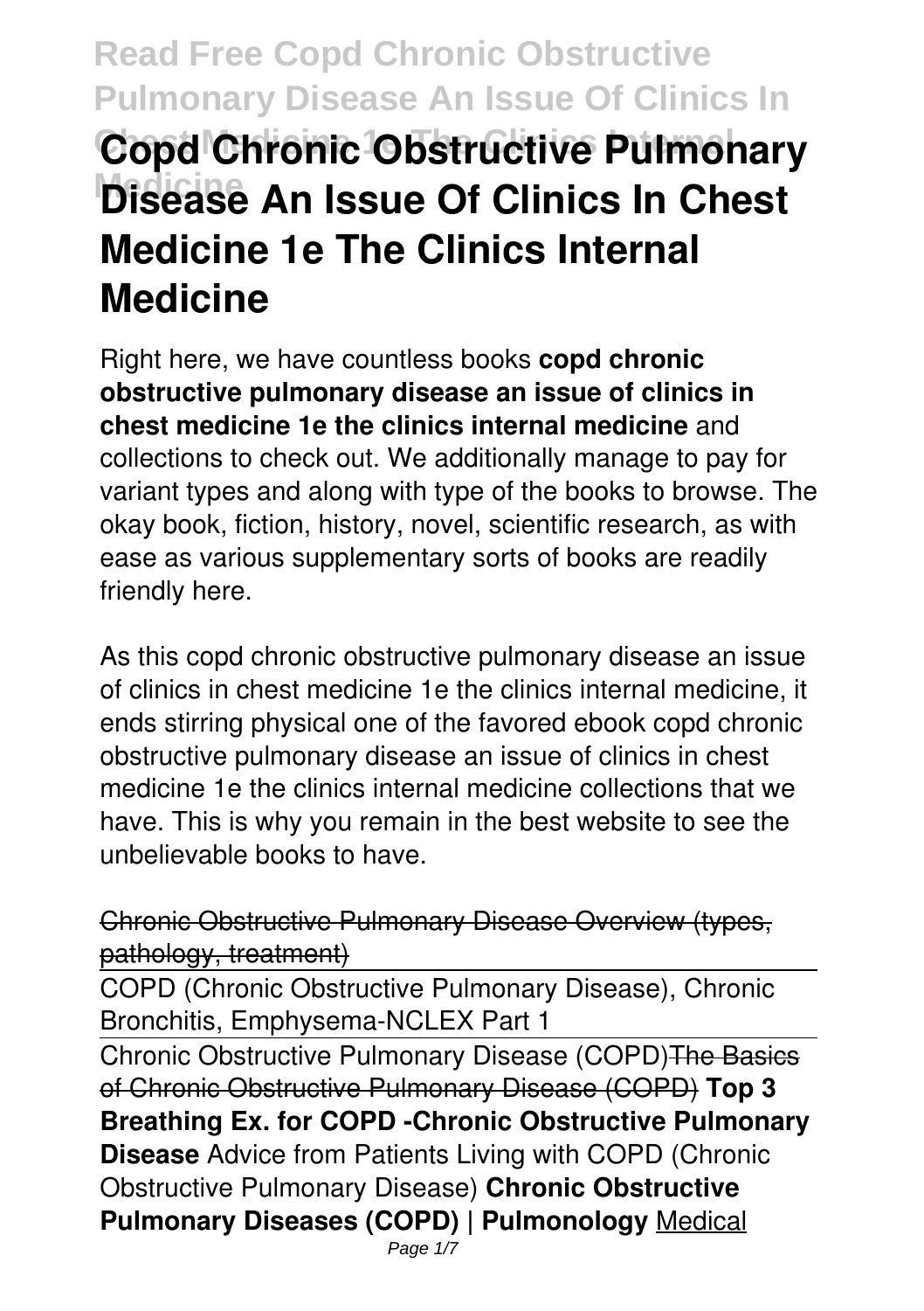# Copd Chronic Obstructive Pulmonary Disease An Issue Of Clinics In Chest Medicine 1e The Clinics Internal Medicine

Right here, we have countless books **copd chronic obstructive pulmonary disease an issue of clinics in chest medicine 1e the clinics internal medicine** and collections to check out. We additionally manage to pay for variant types and along with type of the books to browse. The okay book, fiction, history, novel, scientific research, as with ease as various supplementary sorts of books are readily friendly here.

As this copd chronic obstructive pulmonary disease an issue of clinics in chest medicine 1e the clinics internal medicine, it ends stirring physical one of the favored ebook copd chronic obstructive pulmonary disease an issue of clinics in chest medicine 1e the clinics internal medicine collections that we have. This is why you remain in the best website to see the unbelievable books to have.

Chronic Obstructive Pulmonary Disease Overview (types, pathology, treatment)

COPD (Chronic Obstructive Pulmonary Disease), Chronic Bronchitis, Emphysema-NCLEX Part 1

Chronic Obstructive Pulmonary Disease (COPD)The Basics of Chronic Obstructive Pulmonary Disease (COPD) **Top 3 Breathing Ex. for COPD -Chronic Obstructive Pulmonary Disease** Advice from Patients Living with COPD (Chronic Obstructive Pulmonary Disease) **Chronic Obstructive Pulmonary Diseases (COPD) | Pulmonology** Medical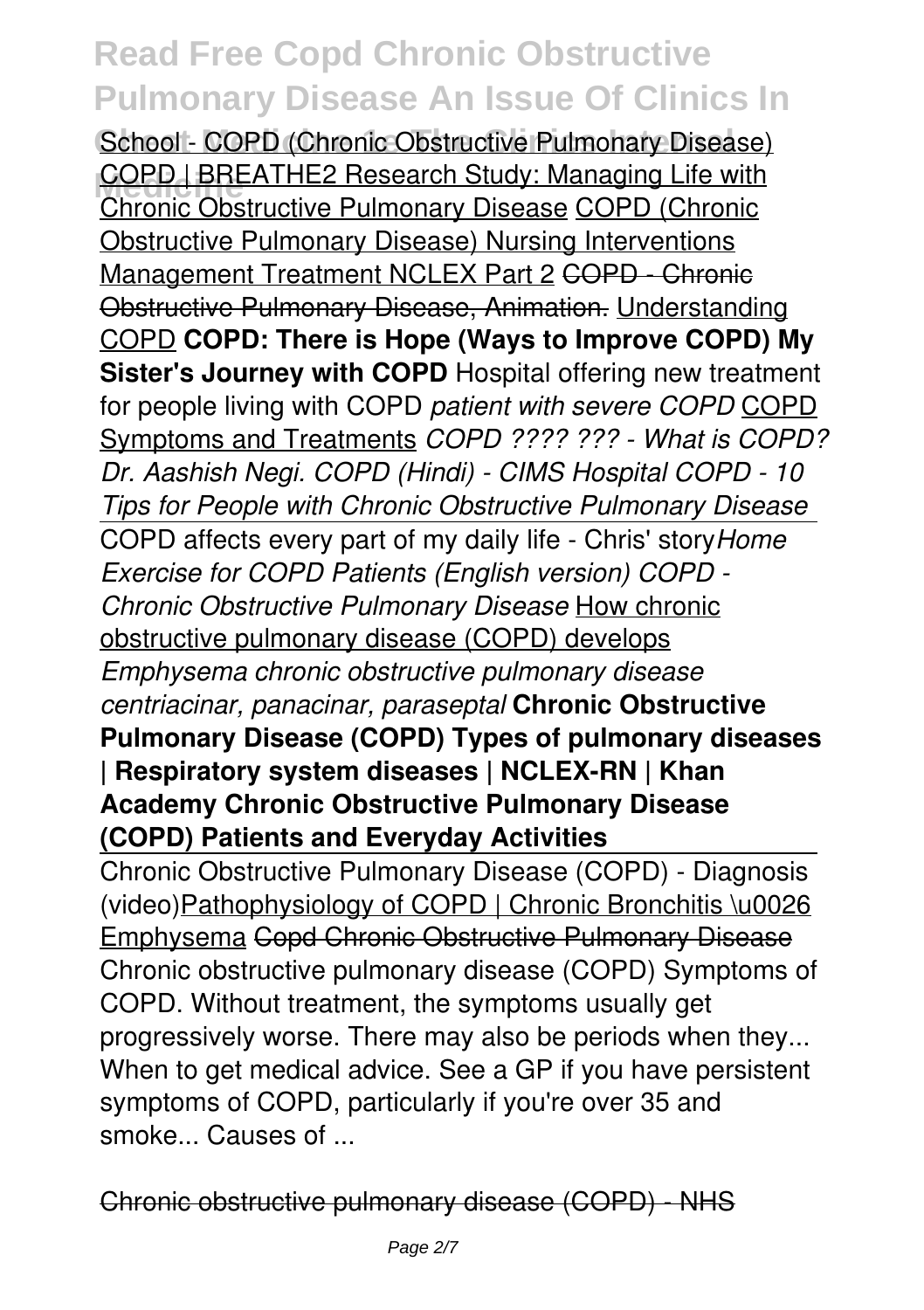School - COPD (Chronic Obstructive Pulmonary Disease) COPD | BREATHE2 Research Study: Managing Life with Chronic Obstructive Pulmonary Disease COPD (Chronic Obstructive Pulmonary Disease) Nursing Interventions Management Treatment NCLEX Part 2 ~~COPD - Chronic Obstructive Pulmonary Disease, Animation.~~ Understanding COPD **COPD: There is Hope (Ways to Improve COPD) My Sister's Journey with COPD** Hospital offering new treatment for people living with COPD *patient with severe COPD* COPD Symptoms and Treatments *COPD ???? ??? - What is COPD? Dr. Aashish Negi. COPD (Hindi) - CIMS Hospital COPD - 10 Tips for People with Chronic Obstructive Pulmonary Disease*

COPD affects every part of my daily life - Chris' story *Home Exercise for COPD Patients (English version) COPD - Chronic Obstructive Pulmonary Disease* How chronic obstructive pulmonary disease (COPD) develops *Emphysema chronic obstructive pulmonary disease centriacinar, panacinar, paraseptal* **Chronic Obstructive Pulmonary Disease (COPD) Types of pulmonary diseases | Respiratory system diseases | NCLEX-RN | Khan Academy Chronic Obstructive Pulmonary Disease (COPD) Patients and Everyday Activities**

Chronic Obstructive Pulmonary Disease (COPD) - Diagnosis (video) Pathophysiology of COPD | Chronic Bronchitis \u0026 Emphysema ~~Copd Chronic Obstructive Pulmonary Disease~~ Chronic obstructive pulmonary disease (COPD) Symptoms of COPD. Without treatment, the symptoms usually get progressively worse. There may also be periods when they... When to get medical advice. See a GP if you have persistent symptoms of COPD, particularly if you're over 35 and smoke... Causes of ...

~~Chronic obstructive pulmonary disease (COPD) - NHS~~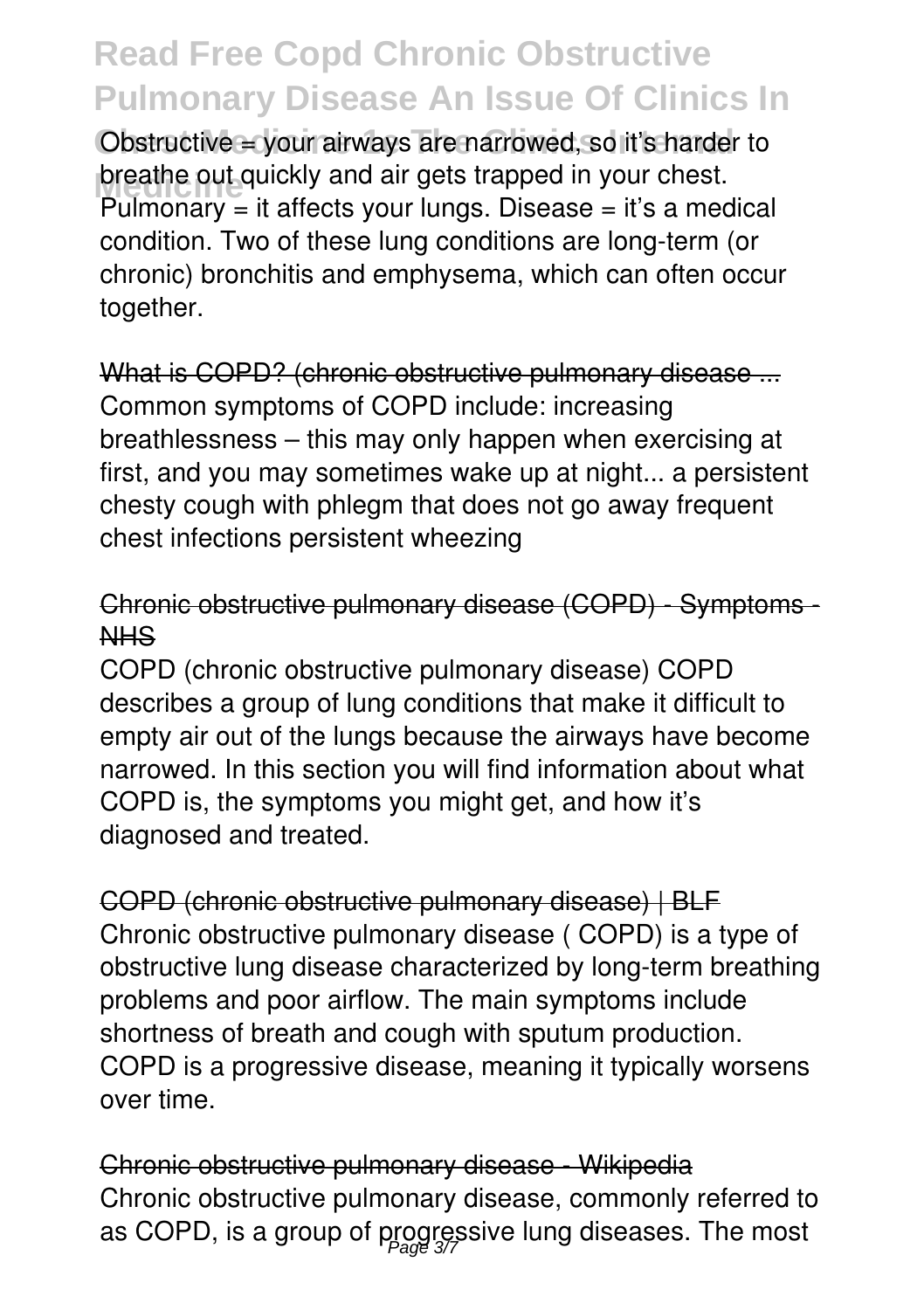Obstructive = your airways are narrowed, so it's harder to breathe out quickly and air gets trapped in your chest. Pulmonary = it affects your lungs. Disease = it's a medical condition. Two of these lung conditions are long-term (or chronic) bronchitis and emphysema, which can often occur together.

What is COPD? (chronic obstructive pulmonary disease ...
Common symptoms of COPD include: increasing breathlessness – this may only happen when exercising at first, and you may sometimes wake up at night... a persistent chesty cough with phlegm that does not go away frequent chest infections persistent wheezing

Chronic obstructive pulmonary disease (COPD) - Symptoms - NHS
COPD (chronic obstructive pulmonary disease) COPD describes a group of lung conditions that make it difficult to empty air out of the lungs because the airways have become narrowed. In this section you will find information about what COPD is, the symptoms you might get, and how it's diagnosed and treated.

COPD (chronic obstructive pulmonary disease) | BLF
Chronic obstructive pulmonary disease ( COPD) is a type of obstructive lung disease characterized by long-term breathing problems and poor airflow. The main symptoms include shortness of breath and cough with sputum production. COPD is a progressive disease, meaning it typically worsens over time.

Chronic obstructive pulmonary disease - Wikipedia
Chronic obstructive pulmonary disease, commonly referred to as COPD, is a group of progressive lung diseases. The most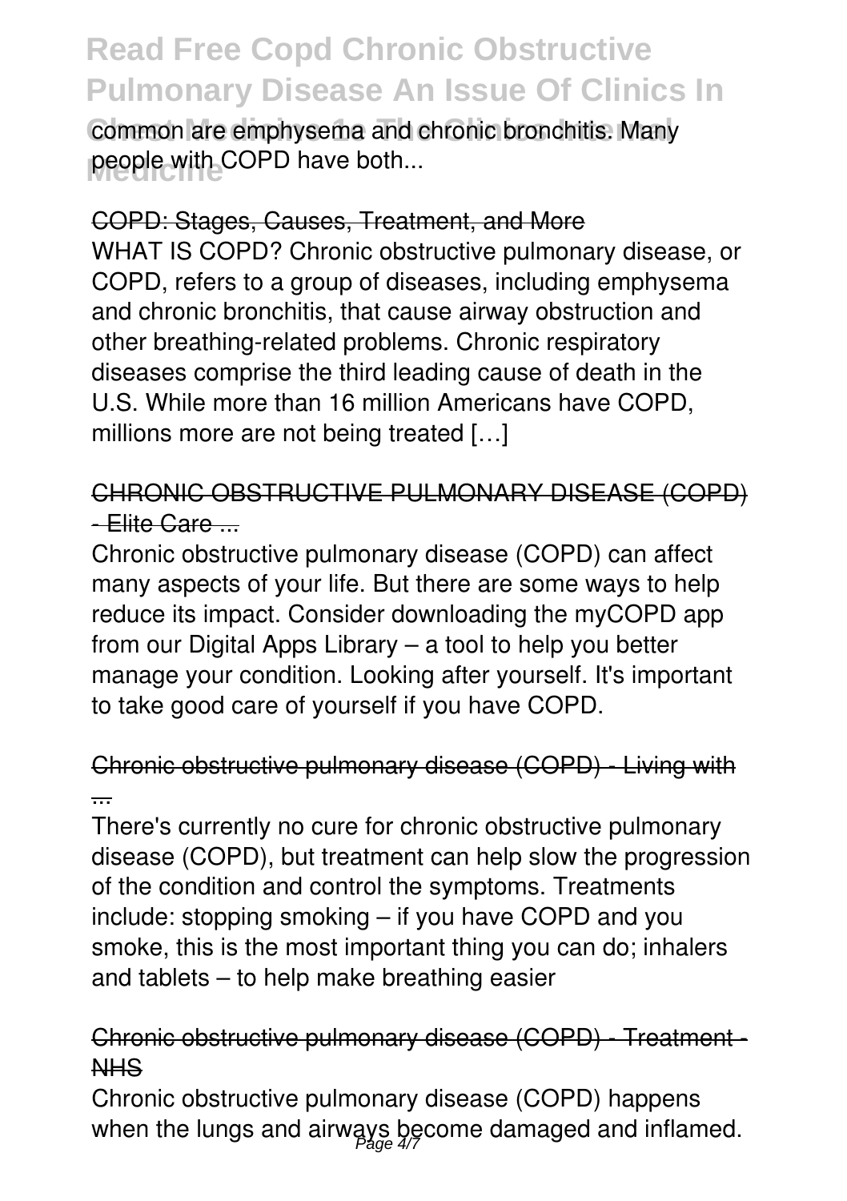common are emphysema and chronic bronchitis. Many people with COPD have both...

## COPD: Stages, Causes, Treatment, and More

WHAT IS COPD? Chronic obstructive pulmonary disease, or COPD, refers to a group of diseases, including emphysema and chronic bronchitis, that cause airway obstruction and other breathing-related problems. Chronic respiratory diseases comprise the third leading cause of death in the U.S. While more than 16 million Americans have COPD, millions more are not being treated […]

## CHRONIC OBSTRUCTIVE PULMONARY DISEASE (COPD) - Elite Care ...

Chronic obstructive pulmonary disease (COPD) can affect many aspects of your life. But there are some ways to help reduce its impact. Consider downloading the myCOPD app from our Digital Apps Library – a tool to help you better manage your condition. Looking after yourself. It's important to take good care of yourself if you have COPD.

## Chronic obstructive pulmonary disease (COPD) - Living with ...

There's currently no cure for chronic obstructive pulmonary disease (COPD), but treatment can help slow the progression of the condition and control the symptoms. Treatments include: stopping smoking – if you have COPD and you smoke, this is the most important thing you can do; inhalers and tablets – to help make breathing easier

## Chronic obstructive pulmonary disease (COPD) - Treatment - NHS

Chronic obstructive pulmonary disease (COPD) happens when the lungs and airways become damaged and inflamed.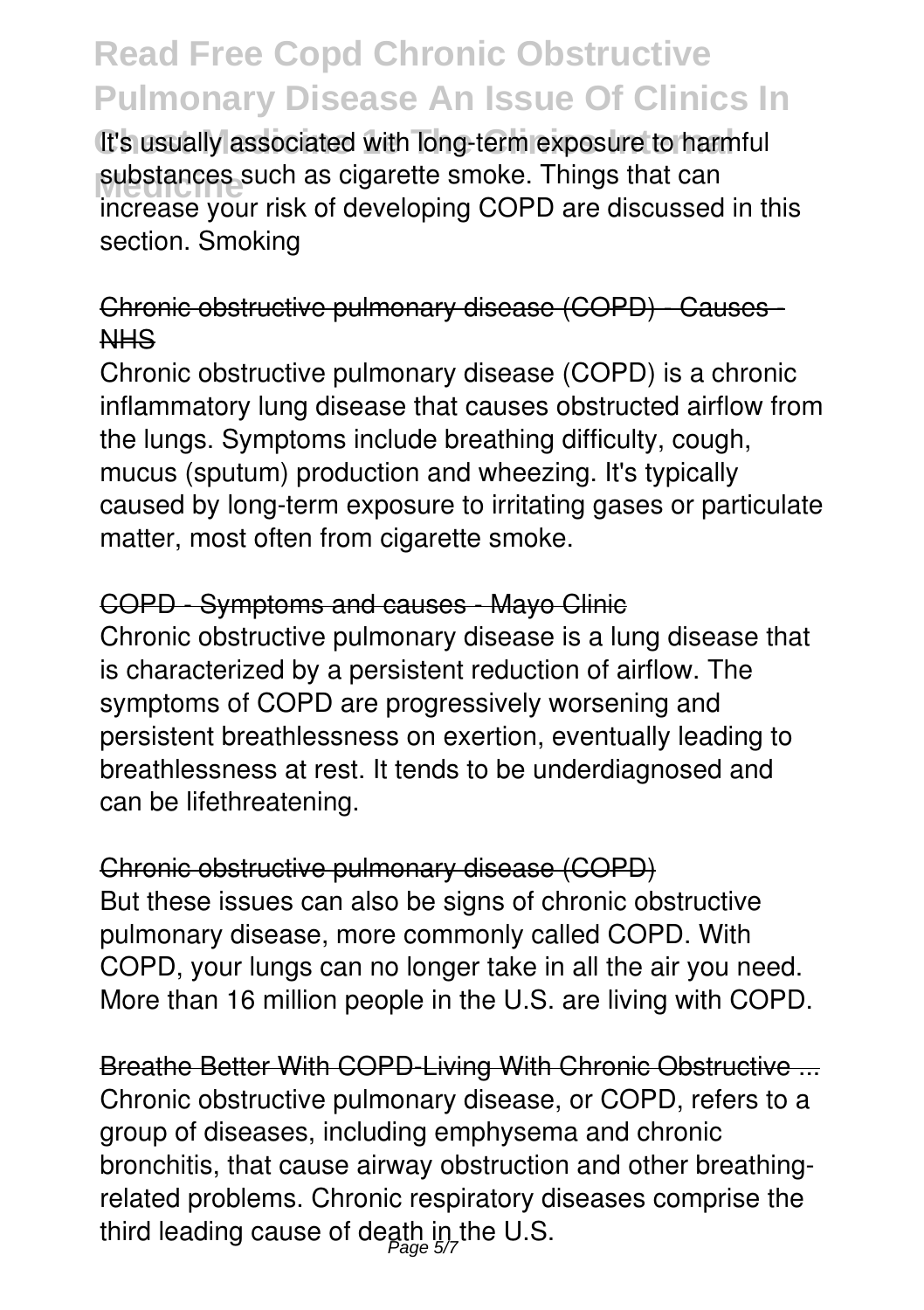It's usually associated with long-term exposure to harmful substances such as cigarette smoke. Things that can increase your risk of developing COPD are discussed in this section. Smoking

Chronic obstructive pulmonary disease (COPD) - Causes - NHS

Chronic obstructive pulmonary disease (COPD) is a chronic inflammatory lung disease that causes obstructed airflow from the lungs. Symptoms include breathing difficulty, cough, mucus (sputum) production and wheezing. It's typically caused by long-term exposure to irritating gases or particulate matter, most often from cigarette smoke.

COPD - Symptoms and causes - Mayo Clinic

Chronic obstructive pulmonary disease is a lung disease that is characterized by a persistent reduction of airflow. The symptoms of COPD are progressively worsening and persistent breathlessness on exertion, eventually leading to breathlessness at rest. It tends to be underdiagnosed and can be lifethreatening.

Chronic obstructive pulmonary disease (COPD)

But these issues can also be signs of chronic obstructive pulmonary disease, more commonly called COPD. With COPD, your lungs can no longer take in all the air you need. More than 16 million people in the U.S. are living with COPD.

Breathe Better With COPD-Living With Chronic Obstructive ...

Chronic obstructive pulmonary disease, or COPD, refers to a group of diseases, including emphysema and chronic bronchitis, that cause airway obstruction and other breathing-related problems. Chronic respiratory diseases comprise the third leading cause of death in the U.S.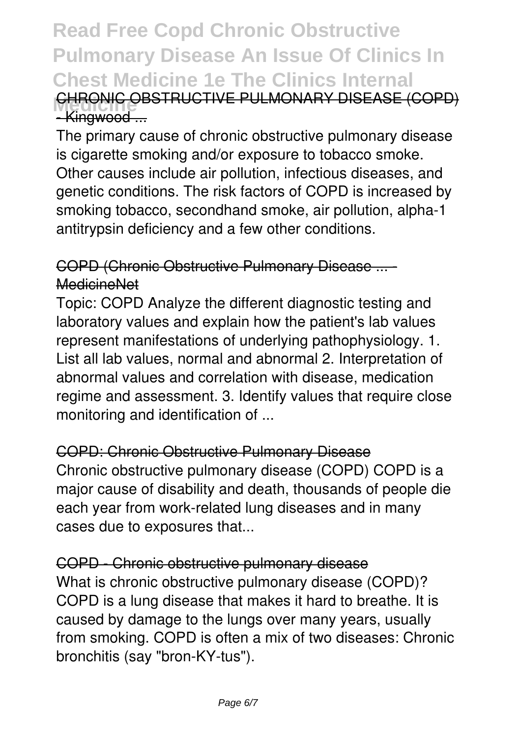CHRONIC OBSTRUCTIVE PULMONARY DISEASE (COPD) - Kingwood ...

The primary cause of chronic obstructive pulmonary disease is cigarette smoking and/or exposure to tobacco smoke. Other causes include air pollution, infectious diseases, and genetic conditions. The risk factors of COPD is increased by smoking tobacco, secondhand smoke, air pollution, alpha-1 antitrypsin deficiency and a few other conditions.

COPD (Chronic Obstructive Pulmonary Disease ... - MedicineNet

Topic: COPD Analyze the different diagnostic testing and laboratory values and explain how the patient's lab values represent manifestations of underlying pathophysiology. 1. List all lab values, normal and abnormal 2. Interpretation of abnormal values and correlation with disease, medication regime and assessment. 3. Identify values that require close monitoring and identification of ...

COPD: Chronic Obstructive Pulmonary Disease

Chronic obstructive pulmonary disease (COPD) COPD is a major cause of disability and death, thousands of people die each year from work-related lung diseases and in many cases due to exposures that...

COPD - Chronic obstructive pulmonary disease

What is chronic obstructive pulmonary disease (COPD)? COPD is a lung disease that makes it hard to breathe. It is caused by damage to the lungs over many years, usually from smoking. COPD is often a mix of two diseases: Chronic bronchitis (say "bron-KY-tus").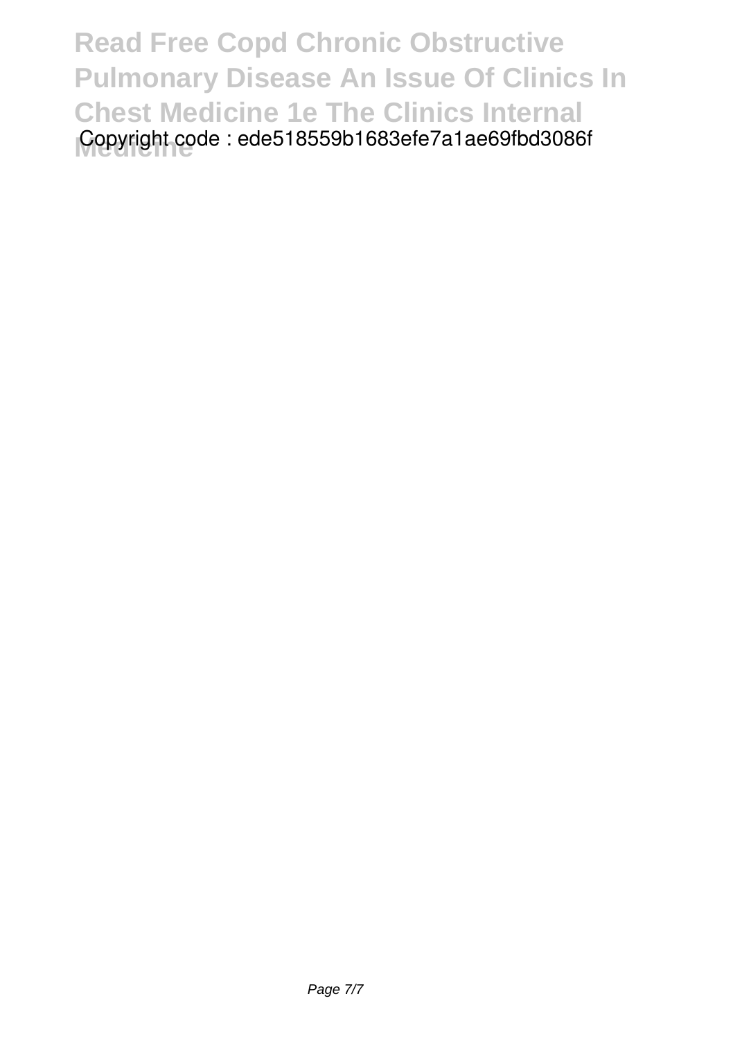Copyright code : ede518559b1683efe7a1ae69fbd3086f